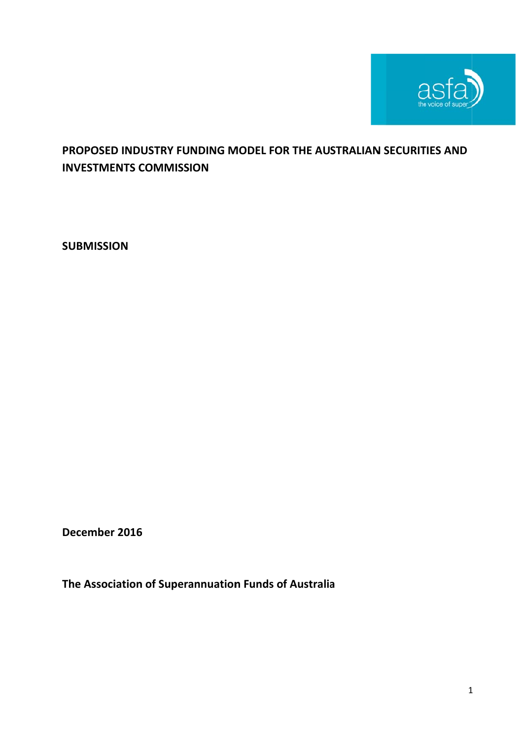# PROPOSED INDUSTRY FUNDING MODEL FOR THE AUSTRALIAN SECURITIES AND INVESTMENTS COMMISSION

**SUBMISSION**

**December 2016**

**The Association of Superannuation Funds of Australia**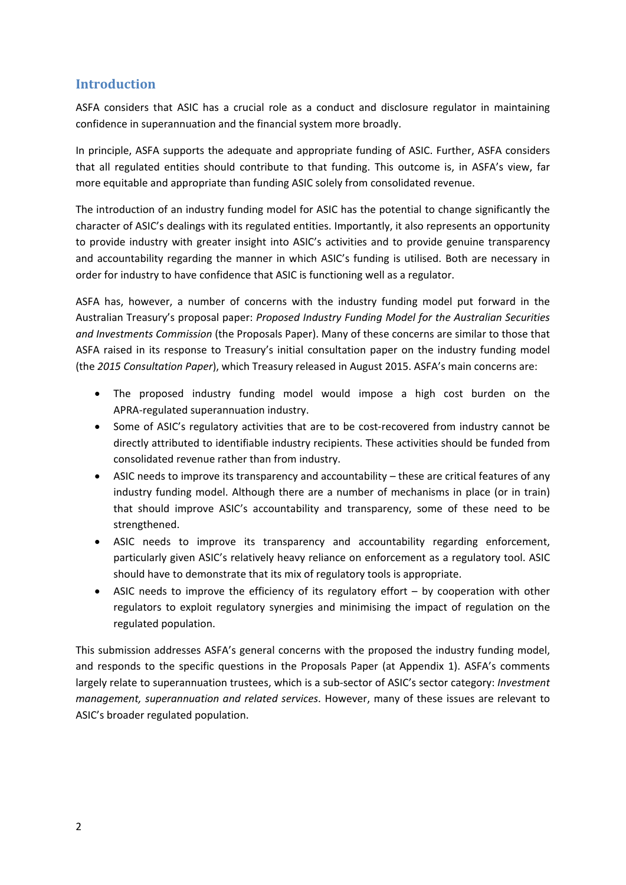## Introduction

ASFA considers that ASIC has a crucial role as a conduct and disclosure regulator in maintaining confidence in superannuation and the financial system more broadly.

In principle, ASFA supports the adequate and appropriate funding of ASIC. Further, ASFA considers that all regulated entities should contribute to that funding. This outcome is, in ASFA's view, far more equitable and appropriate than funding ASIC solely from consolidated revenue.

The introduction of an industry funding model for ASIC has the potential to change significantly the character of ASIC's dealings with its regulated entities. Importantly, it also represents an opportunity to provide industry with greater insight into ASIC's activities and to provide genuine transparency and accountability regarding the manner in which ASIC's funding is utilised. Both are necessary in order for industry to have confidence that ASIC is functioning well as a regulator.

ASFA has, however, a number of concerns with the industry funding model put forward in the Australian Treasury's proposal paper: *Proposed Industry Funding Model for the Australian Securities and Investments Commission* (the Proposals Paper). Many of these concerns are similar to those that ASFA raised in its response to Treasury's initial consultation paper on the industry funding model (the *2015 Consultation Paper*), which Treasury released in August 2015. ASFA's main concerns are:

- The proposed industry funding model would impose a high cost burden on the APRA-regulated superannuation industry.
- Some of ASIC's regulatory activities that are to be cost-recovered from industry cannot be directly attributed to identifiable industry recipients. These activities should be funded from consolidated revenue rather than from industry.
- ASIC needs to improve its transparency and accountability – these are critical features of any industry funding model. Although there are a number of mechanisms in place (or in train) that should improve ASIC's accountability and transparency, some of these need to be strengthened.
- ASIC needs to improve its transparency and accountability regarding enforcement, particularly given ASIC's relatively heavy reliance on enforcement as a regulatory tool. ASIC should have to demonstrate that its mix of regulatory tools is appropriate.
- ASIC needs to improve the efficiency of its regulatory effort – by cooperation with other regulators to exploit regulatory synergies and minimising the impact of regulation on the regulated population.

This submission addresses ASFA's general concerns with the proposed the industry funding model, and responds to the specific questions in the Proposals Paper (at Appendix 1). ASFA's comments largely relate to superannuation trustees, which is a sub-sector of ASIC's sector category: *Investment management, superannuation and related services*. However, many of these issues are relevant to ASIC's broader regulated population.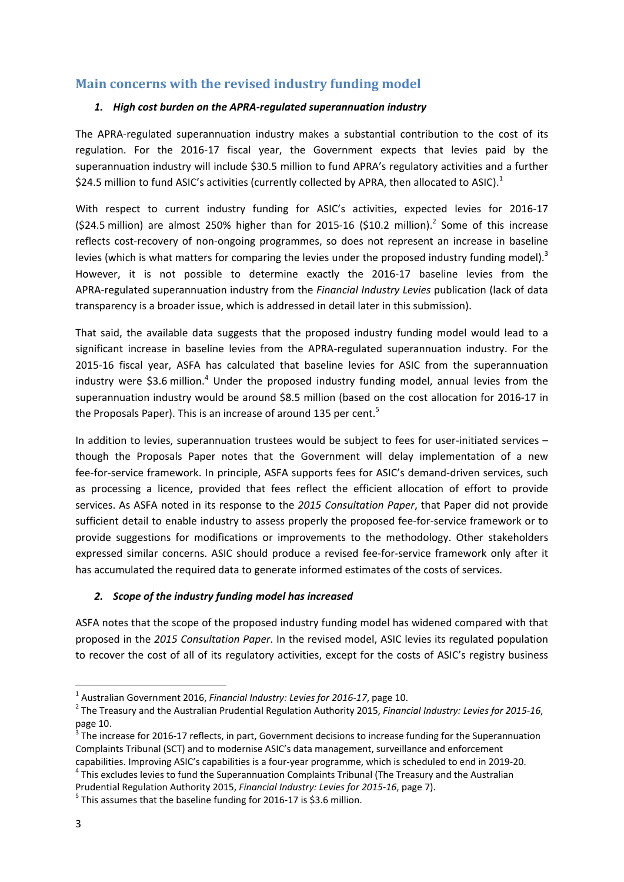## Main concerns with the revised industry funding model

### *1. High cost burden on the APRA-regulated superannuation industry*

The APRA-regulated superannuation industry makes a substantial contribution to the cost of its regulation. For the 2016-17 fiscal year, the Government expects that levies paid by the superannuation industry will include $30.5 million to fund APRA's regulatory activities and a further $24.5 million to fund ASIC's activities (currently collected by APRA, then allocated to ASIC).[1]

With respect to current industry funding for ASIC's activities, expected levies for 2016-17 ($24.5 million) are almost 250% higher than for 2015-16 ($10.2 million).[2] Some of this increase reflects cost-recovery of non-ongoing programmes, so does not represent an increase in baseline levies (which is what matters for comparing the levies under the proposed industry funding model).[3] However, it is not possible to determine exactly the 2016-17 baseline levies from the APRA-regulated superannuation industry from the *Financial Industry Levies* publication (lack of data transparency is a broader issue, which is addressed in detail later in this submission).

That said, the available data suggests that the proposed industry funding model would lead to a significant increase in baseline levies from the APRA-regulated superannuation industry. For the 2015-16 fiscal year, ASFA has calculated that baseline levies for ASIC from the superannuation industry were $3.6 million.[4] Under the proposed industry funding model, annual levies from the superannuation industry would be around $8.5 million (based on the cost allocation for 2016-17 in the Proposals Paper). This is an increase of around 135 per cent.[5]

In addition to levies, superannuation trustees would be subject to fees for user-initiated services – though the Proposals Paper notes that the Government will delay implementation of a new fee-for-service framework. In principle, ASFA supports fees for ASIC's demand-driven services, such as processing a licence, provided that fees reflect the efficient allocation of effort to provide services. As ASFA noted in its response to the *2015 Consultation Paper*, that Paper did not provide sufficient detail to enable industry to assess properly the proposed fee-for-service framework or to provide suggestions for modifications or improvements to the methodology. Other stakeholders expressed similar concerns. ASIC should produce a revised fee-for-service framework only after it has accumulated the required data to generate informed estimates of the costs of services.

### *2. Scope of the industry funding model has increased*

ASFA notes that the scope of the proposed industry funding model has widened compared with that proposed in the *2015 Consultation Paper*. In the revised model, ASIC levies its regulated population to recover the cost of all of its regulatory activities, except for the costs of ASIC's registry business

---

[1] Australian Government 2016, *Financial Industry: Levies for 2016-17*, page 10.

[2] The Treasury and the Australian Prudential Regulation Authority 2015, *Financial Industry: Levies for 2015-16*, page 10.

[3] The increase for 2016-17 reflects, in part, Government decisions to increase funding for the Superannuation Complaints Tribunal (SCT) and to modernise ASIC's data management, surveillance and enforcement capabilities. Improving ASIC's capabilities is a four-year programme, which is scheduled to end in 2019-20.

[4] This excludes levies to fund the Superannuation Complaints Tribunal (The Treasury and the Australian Prudential Regulation Authority 2015, *Financial Industry: Levies for 2015-16*, page 7).

[5] This assumes that the baseline funding for 2016-17 is $3.6 million.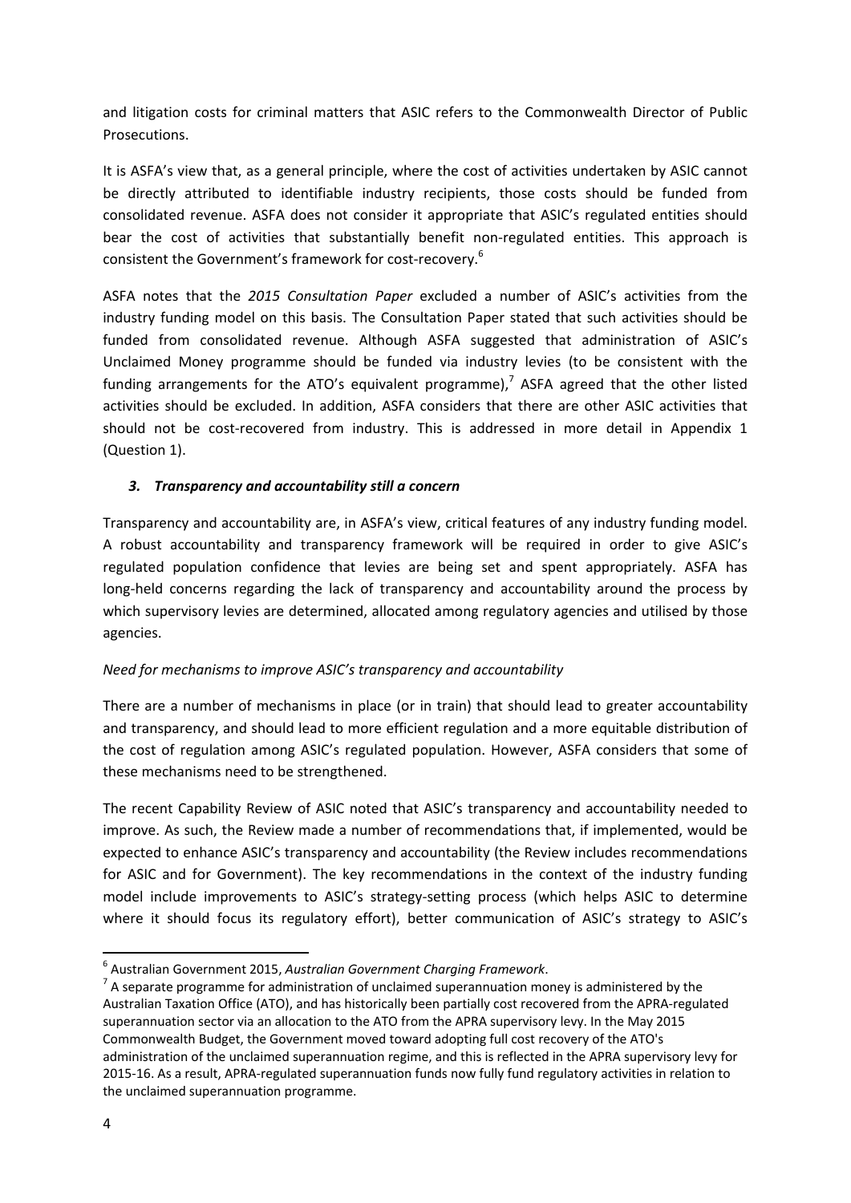and litigation costs for criminal matters that ASIC refers to the Commonwealth Director of Public Prosecutions.

It is ASFA's view that, as a general principle, where the cost of activities undertaken by ASIC cannot be directly attributed to identifiable industry recipients, those costs should be funded from consolidated revenue. ASFA does not consider it appropriate that ASIC's regulated entities should bear the cost of activities that substantially benefit non-regulated entities. This approach is consistent the Government's framework for cost-recovery.[6]

ASFA notes that the *2015 Consultation Paper* excluded a number of ASIC's activities from the industry funding model on this basis. The Consultation Paper stated that such activities should be funded from consolidated revenue. Although ASFA suggested that administration of ASIC's Unclaimed Money programme should be funded via industry levies (to be consistent with the funding arrangements for the ATO's equivalent programme),[7] ASFA agreed that the other listed activities should be excluded. In addition, ASFA considers that there are other ASIC activities that should not be cost-recovered from industry. This is addressed in more detail in Appendix 1 (Question 1).

### *3. Transparency and accountability still a concern*

Transparency and accountability are, in ASFA's view, critical features of any industry funding model. A robust accountability and transparency framework will be required in order to give ASIC's regulated population confidence that levies are being set and spent appropriately. ASFA has long-held concerns regarding the lack of transparency and accountability around the process by which supervisory levies are determined, allocated among regulatory agencies and utilised by those agencies.

*Need for mechanisms to improve ASIC's transparency and accountability*

There are a number of mechanisms in place (or in train) that should lead to greater accountability and transparency, and should lead to more efficient regulation and a more equitable distribution of the cost of regulation among ASIC's regulated population. However, ASFA considers that some of these mechanisms need to be strengthened.

The recent Capability Review of ASIC noted that ASIC's transparency and accountability needed to improve. As such, the Review made a number of recommendations that, if implemented, would be expected to enhance ASIC's transparency and accountability (the Review includes recommendations for ASIC and for Government). The key recommendations in the context of the industry funding model include improvements to ASIC's strategy-setting process (which helps ASIC to determine where it should focus its regulatory effort), better communication of ASIC's strategy to ASIC's

---

[6] Australian Government 2015, *Australian Government Charging Framework*.

[7] A separate programme for administration of unclaimed superannuation money is administered by the Australian Taxation Office (ATO), and has historically been partially cost recovered from the APRA-regulated superannuation sector via an allocation to the ATO from the APRA supervisory levy. In the May 2015 Commonwealth Budget, the Government moved toward adopting full cost recovery of the ATO's administration of the unclaimed superannuation regime, and this is reflected in the APRA supervisory levy for 2015-16. As a result, APRA-regulated superannuation funds now fully fund regulatory activities in relation to the unclaimed superannuation programme.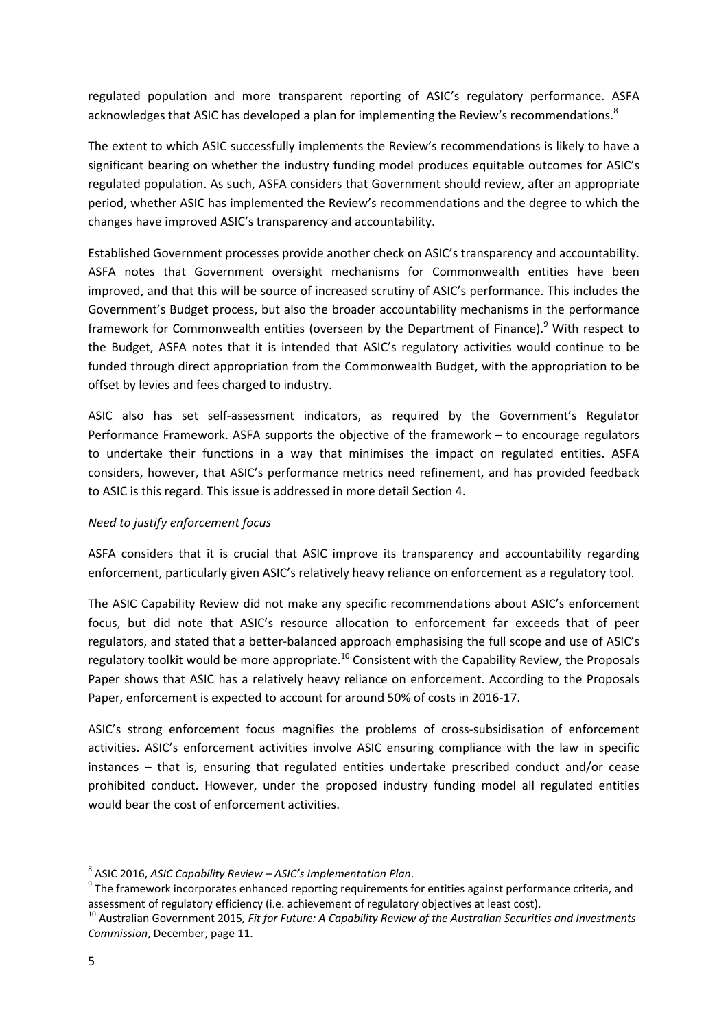regulated population and more transparent reporting of ASIC's regulatory performance. ASFA acknowledges that ASIC has developed a plan for implementing the Review's recommendations.[8]

The extent to which ASIC successfully implements the Review's recommendations is likely to have a significant bearing on whether the industry funding model produces equitable outcomes for ASIC's regulated population. As such, ASFA considers that Government should review, after an appropriate period, whether ASIC has implemented the Review's recommendations and the degree to which the changes have improved ASIC's transparency and accountability.

Established Government processes provide another check on ASIC's transparency and accountability. ASFA notes that Government oversight mechanisms for Commonwealth entities have been improved, and that this will be source of increased scrutiny of ASIC's performance. This includes the Government's Budget process, but also the broader accountability mechanisms in the performance framework for Commonwealth entities (overseen by the Department of Finance).[9] With respect to the Budget, ASFA notes that it is intended that ASIC's regulatory activities would continue to be funded through direct appropriation from the Commonwealth Budget, with the appropriation to be offset by levies and fees charged to industry.

ASIC also has set self-assessment indicators, as required by the Government's Regulator Performance Framework. ASFA supports the objective of the framework – to encourage regulators to undertake their functions in a way that minimises the impact on regulated entities. ASFA considers, however, that ASIC's performance metrics need refinement, and has provided feedback to ASIC is this regard. This issue is addressed in more detail Section 4.

*Need to justify enforcement focus*

ASFA considers that it is crucial that ASIC improve its transparency and accountability regarding enforcement, particularly given ASIC's relatively heavy reliance on enforcement as a regulatory tool.

The ASIC Capability Review did not make any specific recommendations about ASIC's enforcement focus, but did note that ASIC's resource allocation to enforcement far exceeds that of peer regulators, and stated that a better-balanced approach emphasising the full scope and use of ASIC's regulatory toolkit would be more appropriate.[10] Consistent with the Capability Review, the Proposals Paper shows that ASIC has a relatively heavy reliance on enforcement. According to the Proposals Paper, enforcement is expected to account for around 50% of costs in 2016-17.

ASIC's strong enforcement focus magnifies the problems of cross-subsidisation of enforcement activities. ASIC's enforcement activities involve ASIC ensuring compliance with the law in specific instances – that is, ensuring that regulated entities undertake prescribed conduct and/or cease prohibited conduct. However, under the proposed industry funding model all regulated entities would bear the cost of enforcement activities.

---

[8] ASIC 2016, *ASIC Capability Review – ASIC's Implementation Plan*.

[9] The framework incorporates enhanced reporting requirements for entities against performance criteria, and assessment of regulatory efficiency (i.e. achievement of regulatory objectives at least cost).

[10] Australian Government 2015, *Fit for Future: A Capability Review of the Australian Securities and Investments Commission*, December, page 11.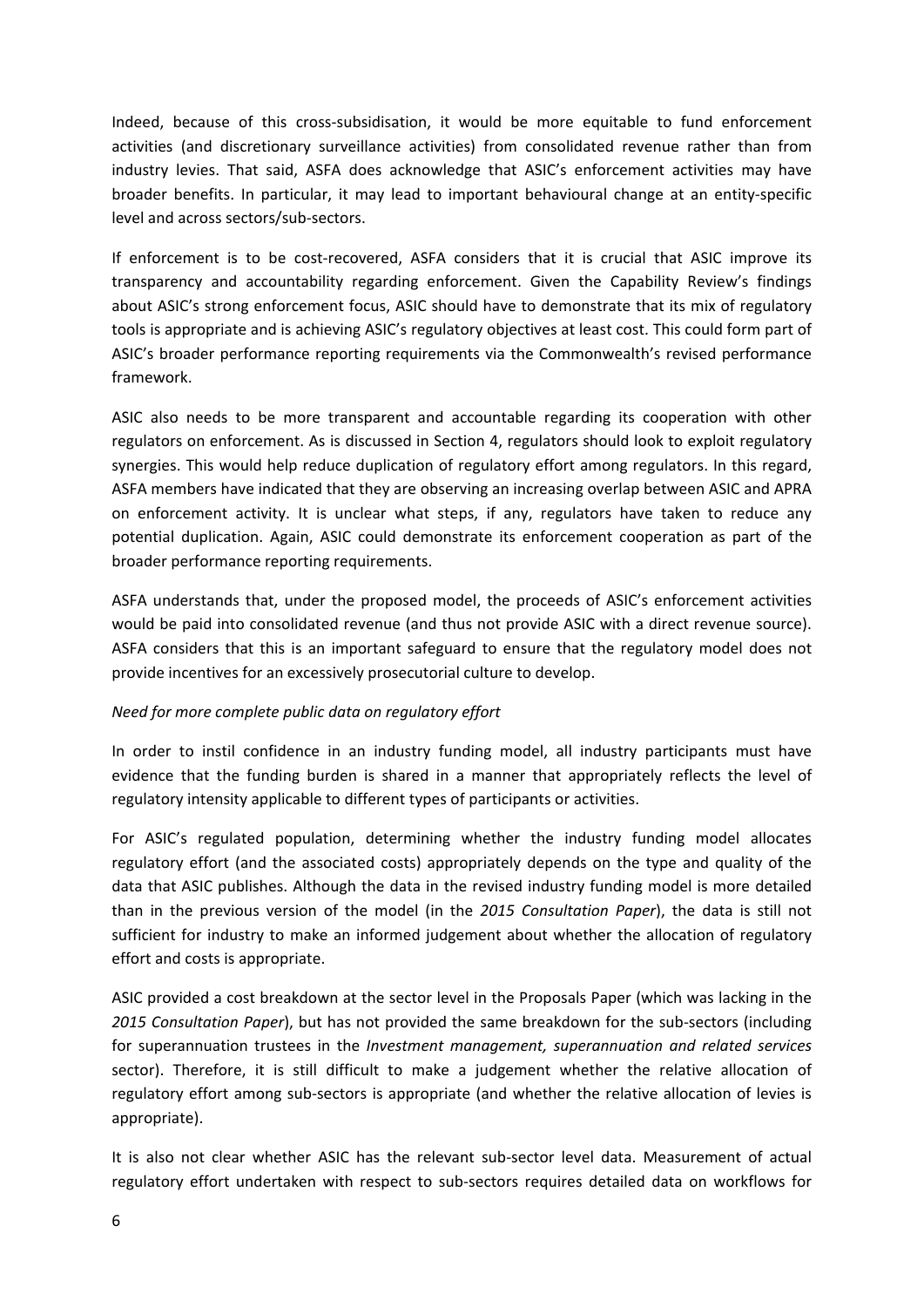Indeed, because of this cross-subsidisation, it would be more equitable to fund enforcement activities (and discretionary surveillance activities) from consolidated revenue rather than from industry levies. That said, ASFA does acknowledge that ASIC's enforcement activities may have broader benefits. In particular, it may lead to important behavioural change at an entity-specific level and across sectors/sub-sectors.

If enforcement is to be cost-recovered, ASFA considers that it is crucial that ASIC improve its transparency and accountability regarding enforcement. Given the Capability Review's findings about ASIC's strong enforcement focus, ASIC should have to demonstrate that its mix of regulatory tools is appropriate and is achieving ASIC's regulatory objectives at least cost. This could form part of ASIC's broader performance reporting requirements via the Commonwealth's revised performance framework.

ASIC also needs to be more transparent and accountable regarding its cooperation with other regulators on enforcement. As is discussed in Section 4, regulators should look to exploit regulatory synergies. This would help reduce duplication of regulatory effort among regulators. In this regard, ASFA members have indicated that they are observing an increasing overlap between ASIC and APRA on enforcement activity. It is unclear what steps, if any, regulators have taken to reduce any potential duplication. Again, ASIC could demonstrate its enforcement cooperation as part of the broader performance reporting requirements.

ASFA understands that, under the proposed model, the proceeds of ASIC's enforcement activities would be paid into consolidated revenue (and thus not provide ASIC with a direct revenue source). ASFA considers that this is an important safeguard to ensure that the regulatory model does not provide incentives for an excessively prosecutorial culture to develop.

*Need for more complete public data on regulatory effort*

In order to instil confidence in an industry funding model, all industry participants must have evidence that the funding burden is shared in a manner that appropriately reflects the level of regulatory intensity applicable to different types of participants or activities.

For ASIC's regulated population, determining whether the industry funding model allocates regulatory effort (and the associated costs) appropriately depends on the type and quality of the data that ASIC publishes. Although the data in the revised industry funding model is more detailed than in the previous version of the model (in the *2015 Consultation Paper*), the data is still not sufficient for industry to make an informed judgement about whether the allocation of regulatory effort and costs is appropriate.

ASIC provided a cost breakdown at the sector level in the Proposals Paper (which was lacking in the *2015 Consultation Paper*), but has not provided the same breakdown for the sub-sectors (including for superannuation trustees in the *Investment management, superannuation and related services* sector). Therefore, it is still difficult to make a judgement whether the relative allocation of regulatory effort among sub-sectors is appropriate (and whether the relative allocation of levies is appropriate).

It is also not clear whether ASIC has the relevant sub-sector level data. Measurement of actual regulatory effort undertaken with respect to sub-sectors requires detailed data on workflows for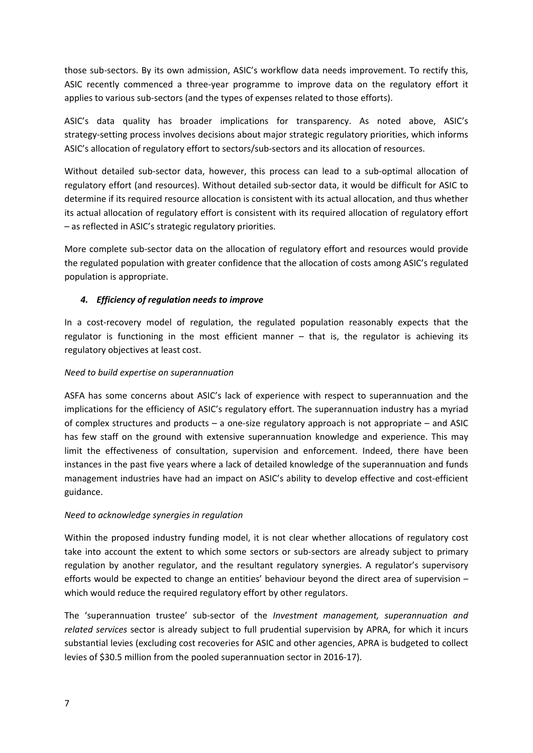those sub-sectors. By its own admission, ASIC's workflow data needs improvement. To rectify this, ASIC recently commenced a three-year programme to improve data on the regulatory effort it applies to various sub-sectors (and the types of expenses related to those efforts).

ASIC's data quality has broader implications for transparency. As noted above, ASIC's strategy-setting process involves decisions about major strategic regulatory priorities, which informs ASIC's allocation of regulatory effort to sectors/sub-sectors and its allocation of resources.

Without detailed sub-sector data, however, this process can lead to a sub-optimal allocation of regulatory effort (and resources). Without detailed sub-sector data, it would be difficult for ASIC to determine if its required resource allocation is consistent with its actual allocation, and thus whether its actual allocation of regulatory effort is consistent with its required allocation of regulatory effort – as reflected in ASIC's strategic regulatory priorities.

More complete sub-sector data on the allocation of regulatory effort and resources would provide the regulated population with greater confidence that the allocation of costs among ASIC's regulated population is appropriate.

### ***4. Efficiency of regulation needs to improve***

In a cost-recovery model of regulation, the regulated population reasonably expects that the regulator is functioning in the most efficient manner – that is, the regulator is achieving its regulatory objectives at least cost.

*Need to build expertise on superannuation*

ASFA has some concerns about ASIC's lack of experience with respect to superannuation and the implications for the efficiency of ASIC's regulatory effort. The superannuation industry has a myriad of complex structures and products – a one-size regulatory approach is not appropriate – and ASIC has few staff on the ground with extensive superannuation knowledge and experience. This may limit the effectiveness of consultation, supervision and enforcement. Indeed, there have been instances in the past five years where a lack of detailed knowledge of the superannuation and funds management industries have had an impact on ASIC's ability to develop effective and cost-efficient guidance.

*Need to acknowledge synergies in regulation*

Within the proposed industry funding model, it is not clear whether allocations of regulatory cost take into account the extent to which some sectors or sub-sectors are already subject to primary regulation by another regulator, and the resultant regulatory synergies. A regulator's supervisory efforts would be expected to change an entities' behaviour beyond the direct area of supervision – which would reduce the required regulatory effort by other regulators.

The 'superannuation trustee' sub-sector of the *Investment management, superannuation and related services* sector is already subject to full prudential supervision by APRA, for which it incurs substantial levies (excluding cost recoveries for ASIC and other agencies, APRA is budgeted to collect levies of $30.5 million from the pooled superannuation sector in 2016-17).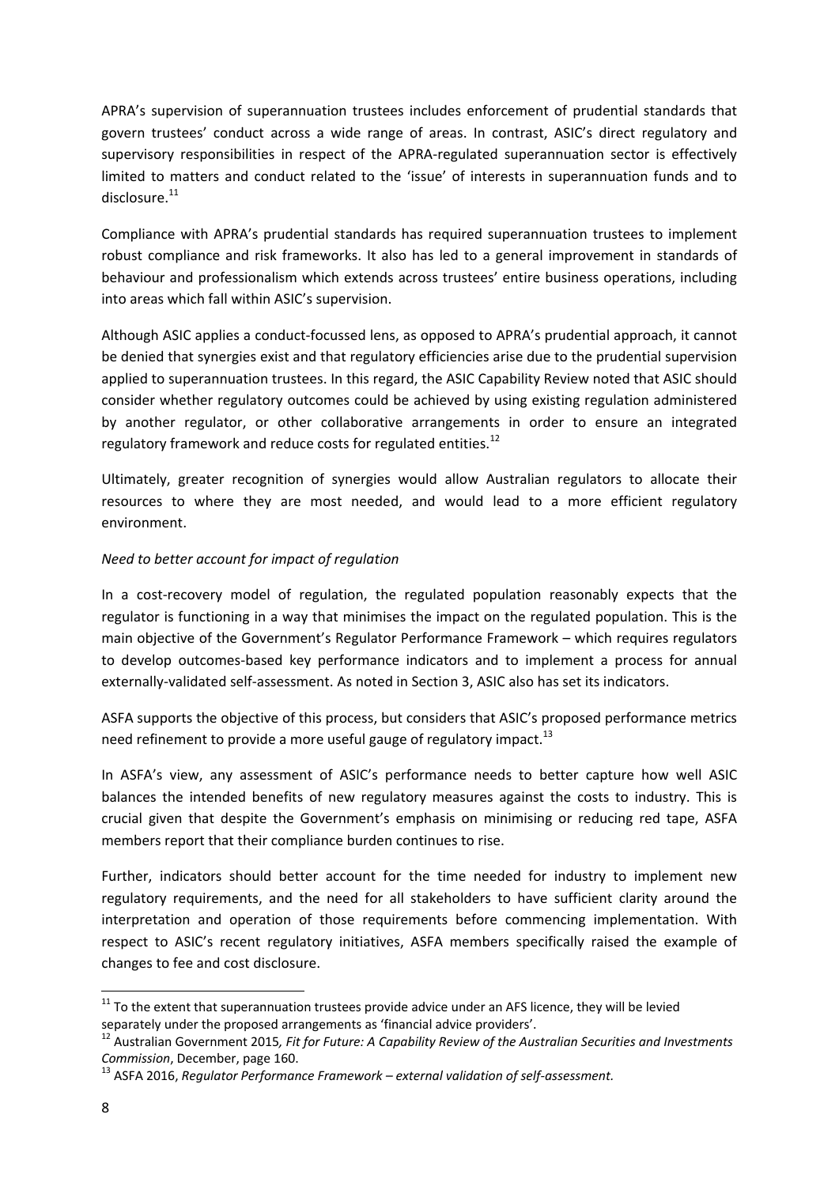APRA's supervision of superannuation trustees includes enforcement of prudential standards that govern trustees' conduct across a wide range of areas. In contrast, ASIC's direct regulatory and supervisory responsibilities in respect of the APRA-regulated superannuation sector is effectively limited to matters and conduct related to the 'issue' of interests in superannuation funds and to disclosure.[11]

Compliance with APRA's prudential standards has required superannuation trustees to implement robust compliance and risk frameworks. It also has led to a general improvement in standards of behaviour and professionalism which extends across trustees' entire business operations, including into areas which fall within ASIC's supervision.

Although ASIC applies a conduct-focussed lens, as opposed to APRA's prudential approach, it cannot be denied that synergies exist and that regulatory efficiencies arise due to the prudential supervision applied to superannuation trustees. In this regard, the ASIC Capability Review noted that ASIC should consider whether regulatory outcomes could be achieved by using existing regulation administered by another regulator, or other collaborative arrangements in order to ensure an integrated regulatory framework and reduce costs for regulated entities.[12]

Ultimately, greater recognition of synergies would allow Australian regulators to allocate their resources to where they are most needed, and would lead to a more efficient regulatory environment.

*Need to better account for impact of regulation*

In a cost-recovery model of regulation, the regulated population reasonably expects that the regulator is functioning in a way that minimises the impact on the regulated population. This is the main objective of the Government's Regulator Performance Framework – which requires regulators to develop outcomes-based key performance indicators and to implement a process for annual externally-validated self-assessment. As noted in Section 3, ASIC also has set its indicators.

ASFA supports the objective of this process, but considers that ASIC's proposed performance metrics need refinement to provide a more useful gauge of regulatory impact.[13]

In ASFA's view, any assessment of ASIC's performance needs to better capture how well ASIC balances the intended benefits of new regulatory measures against the costs to industry. This is crucial given that despite the Government's emphasis on minimising or reducing red tape, ASFA members report that their compliance burden continues to rise.

Further, indicators should better account for the time needed for industry to implement new regulatory requirements, and the need for all stakeholders to have sufficient clarity around the interpretation and operation of those requirements before commencing implementation. With respect to ASIC's recent regulatory initiatives, ASFA members specifically raised the example of changes to fee and cost disclosure.

---

[11] To the extent that superannuation trustees provide advice under an AFS licence, they will be levied separately under the proposed arrangements as 'financial advice providers'.

[12] Australian Government 2015*, Fit for Future: A Capability Review of the Australian Securities and Investments Commission*, December, page 160.

[13] ASFA 2016, *Regulator Performance Framework – external validation of self-assessment.*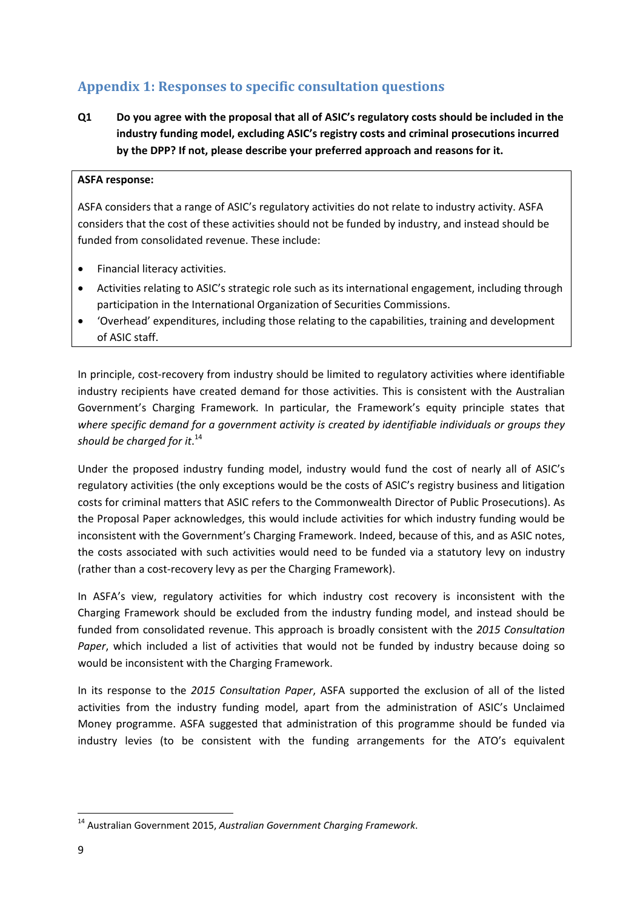## Appendix 1: Responses to specific consultation questions

**Q1 Do you agree with the proposal that all of ASIC's regulatory costs should be included in the industry funding model, excluding ASIC's registry costs and criminal prosecutions incurred by the DPP? If not, please describe your preferred approach and reasons for it.**

> **ASFA response:**
>
> ASFA considers that a range of ASIC's regulatory activities do not relate to industry activity. ASFA considers that the cost of these activities should not be funded by industry, and instead should be funded from consolidated revenue. These include:
>
> - Financial literacy activities.
> - Activities relating to ASIC's strategic role such as its international engagement, including through participation in the International Organization of Securities Commissions.
> - 'Overhead' expenditures, including those relating to the capabilities, training and development of ASIC staff.

In principle, cost-recovery from industry should be limited to regulatory activities where identifiable industry recipients have created demand for those activities. This is consistent with the Australian Government's Charging Framework. In particular, the Framework's equity principle states that *where specific demand for a government activity is created by identifiable individuals or groups they should be charged for it*.[14]

Under the proposed industry funding model, industry would fund the cost of nearly all of ASIC's regulatory activities (the only exceptions would be the costs of ASIC's registry business and litigation costs for criminal matters that ASIC refers to the Commonwealth Director of Public Prosecutions). As the Proposal Paper acknowledges, this would include activities for which industry funding would be inconsistent with the Government's Charging Framework. Indeed, because of this, and as ASIC notes, the costs associated with such activities would need to be funded via a statutory levy on industry (rather than a cost-recovery levy as per the Charging Framework).

In ASFA's view, regulatory activities for which industry cost recovery is inconsistent with the Charging Framework should be excluded from the industry funding model, and instead should be funded from consolidated revenue. This approach is broadly consistent with the *2015 Consultation Paper*, which included a list of activities that would not be funded by industry because doing so would be inconsistent with the Charging Framework.

In its response to the *2015 Consultation Paper*, ASFA supported the exclusion of all of the listed activities from the industry funding model, apart from the administration of ASIC's Unclaimed Money programme. ASFA suggested that administration of this programme should be funded via industry levies (to be consistent with the funding arrangements for the ATO's equivalent

[14] Australian Government 2015, *Australian Government Charging Framework*.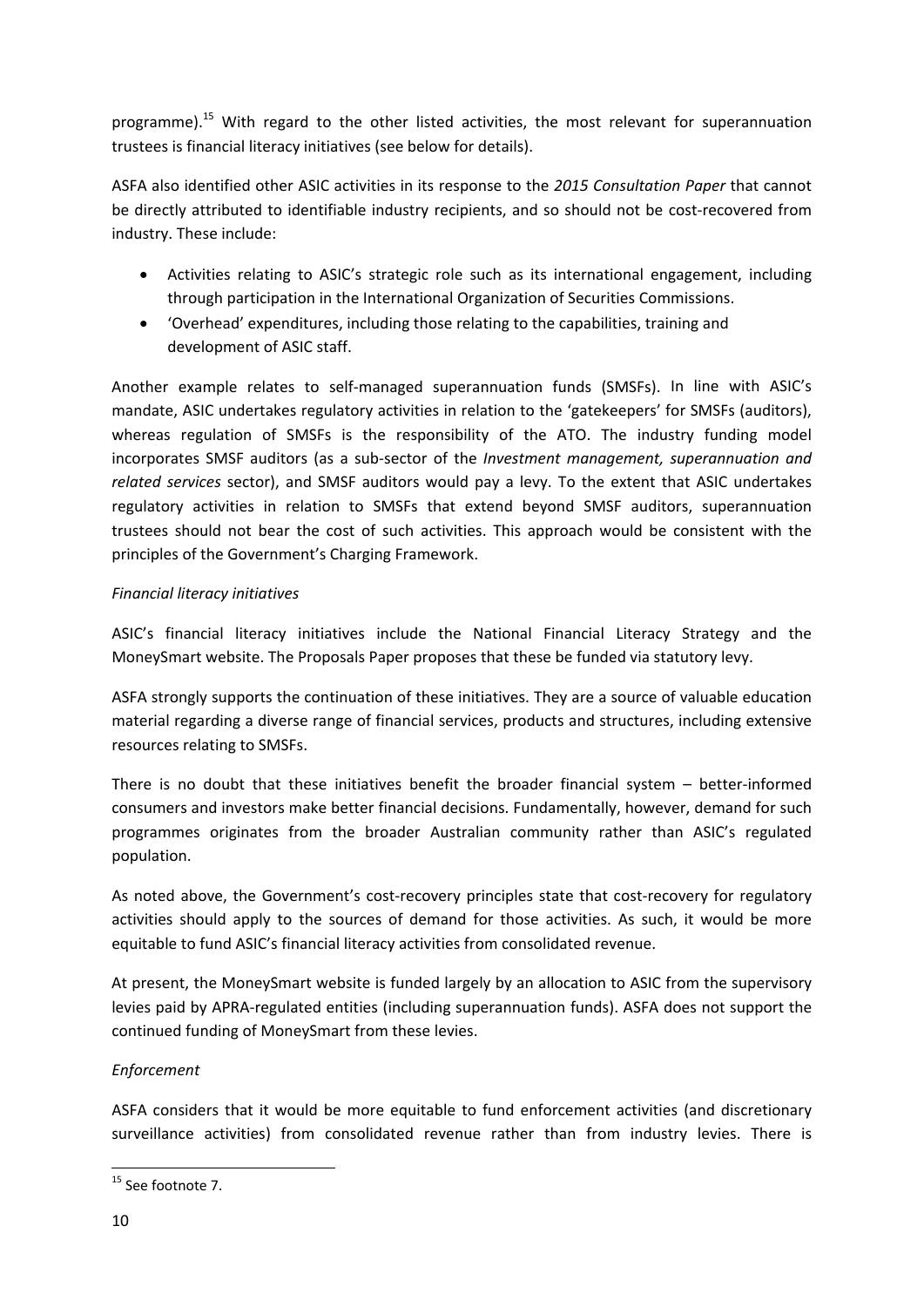programme).[15] With regard to the other listed activities, the most relevant for superannuation trustees is financial literacy initiatives (see below for details).

ASFA also identified other ASIC activities in its response to the *2015 Consultation Paper* that cannot be directly attributed to identifiable industry recipients, and so should not be cost-recovered from industry. These include:

- Activities relating to ASIC's strategic role such as its international engagement, including through participation in the International Organization of Securities Commissions.
- 'Overhead' expenditures, including those relating to the capabilities, training and development of ASIC staff.

Another example relates to self-managed superannuation funds (SMSFs). In line with ASIC's mandate, ASIC undertakes regulatory activities in relation to the 'gatekeepers' for SMSFs (auditors), whereas regulation of SMSFs is the responsibility of the ATO. The industry funding model incorporates SMSF auditors (as a sub-sector of the *Investment management, superannuation and related services* sector), and SMSF auditors would pay a levy. To the extent that ASIC undertakes regulatory activities in relation to SMSFs that extend beyond SMSF auditors, superannuation trustees should not bear the cost of such activities. This approach would be consistent with the principles of the Government's Charging Framework.

*Financial literacy initiatives*

ASIC's financial literacy initiatives include the National Financial Literacy Strategy and the MoneySmart website. The Proposals Paper proposes that these be funded via statutory levy.

ASFA strongly supports the continuation of these initiatives. They are a source of valuable education material regarding a diverse range of financial services, products and structures, including extensive resources relating to SMSFs.

There is no doubt that these initiatives benefit the broader financial system – better-informed consumers and investors make better financial decisions. Fundamentally, however, demand for such programmes originates from the broader Australian community rather than ASIC's regulated population.

As noted above, the Government's cost-recovery principles state that cost-recovery for regulatory activities should apply to the sources of demand for those activities. As such, it would be more equitable to fund ASIC's financial literacy activities from consolidated revenue.

At present, the MoneySmart website is funded largely by an allocation to ASIC from the supervisory levies paid by APRA-regulated entities (including superannuation funds). ASFA does not support the continued funding of MoneySmart from these levies.

*Enforcement*

ASFA considers that it would be more equitable to fund enforcement activities (and discretionary surveillance activities) from consolidated revenue rather than from industry levies. There is

---

[15] See footnote 7.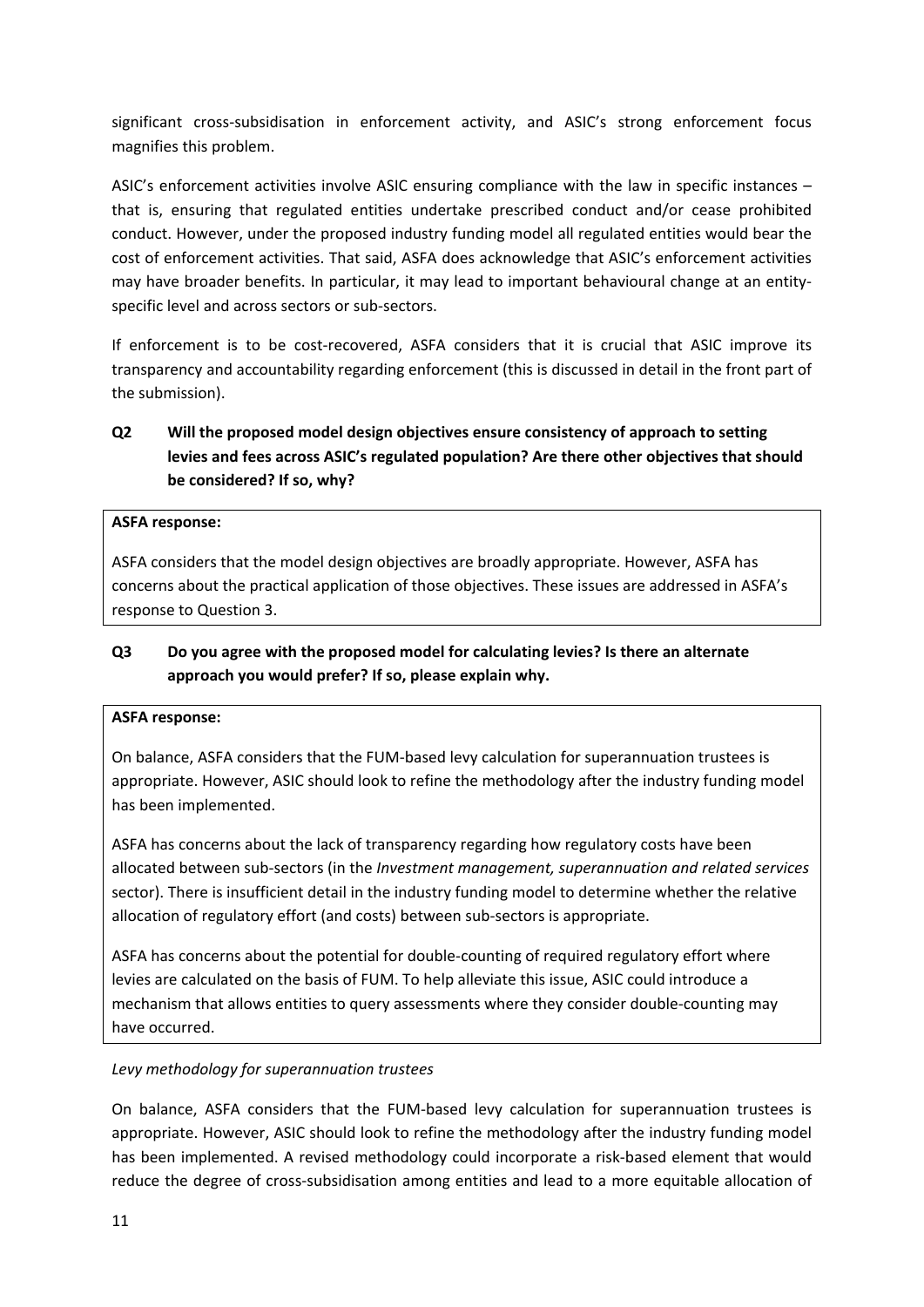significant cross-subsidisation in enforcement activity, and ASIC's strong enforcement focus magnifies this problem.

ASIC's enforcement activities involve ASIC ensuring compliance with the law in specific instances – that is, ensuring that regulated entities undertake prescribed conduct and/or cease prohibited conduct. However, under the proposed industry funding model all regulated entities would bear the cost of enforcement activities. That said, ASFA does acknowledge that ASIC's enforcement activities may have broader benefits. In particular, it may lead to important behavioural change at an entity-specific level and across sectors or sub-sectors.

If enforcement is to be cost-recovered, ASFA considers that it is crucial that ASIC improve its transparency and accountability regarding enforcement (this is discussed in detail in the front part of the submission).

**Q2 Will the proposed model design objectives ensure consistency of approach to setting levies and fees across ASIC's regulated population? Are there other objectives that should be considered? If so, why?**

**ASFA response:**

ASFA considers that the model design objectives are broadly appropriate. However, ASFA has concerns about the practical application of those objectives. These issues are addressed in ASFA's response to Question 3.

**Q3 Do you agree with the proposed model for calculating levies? Is there an alternate approach you would prefer? If so, please explain why.**

**ASFA response:**

On balance, ASFA considers that the FUM-based levy calculation for superannuation trustees is appropriate. However, ASIC should look to refine the methodology after the industry funding model has been implemented.

ASFA has concerns about the lack of transparency regarding how regulatory costs have been allocated between sub-sectors (in the *Investment management, superannuation and related services* sector). There is insufficient detail in the industry funding model to determine whether the relative allocation of regulatory effort (and costs) between sub-sectors is appropriate.

ASFA has concerns about the potential for double-counting of required regulatory effort where levies are calculated on the basis of FUM. To help alleviate this issue, ASIC could introduce a mechanism that allows entities to query assessments where they consider double-counting may have occurred.

*Levy methodology for superannuation trustees*

On balance, ASFA considers that the FUM-based levy calculation for superannuation trustees is appropriate. However, ASIC should look to refine the methodology after the industry funding model has been implemented. A revised methodology could incorporate a risk-based element that would reduce the degree of cross-subsidisation among entities and lead to a more equitable allocation of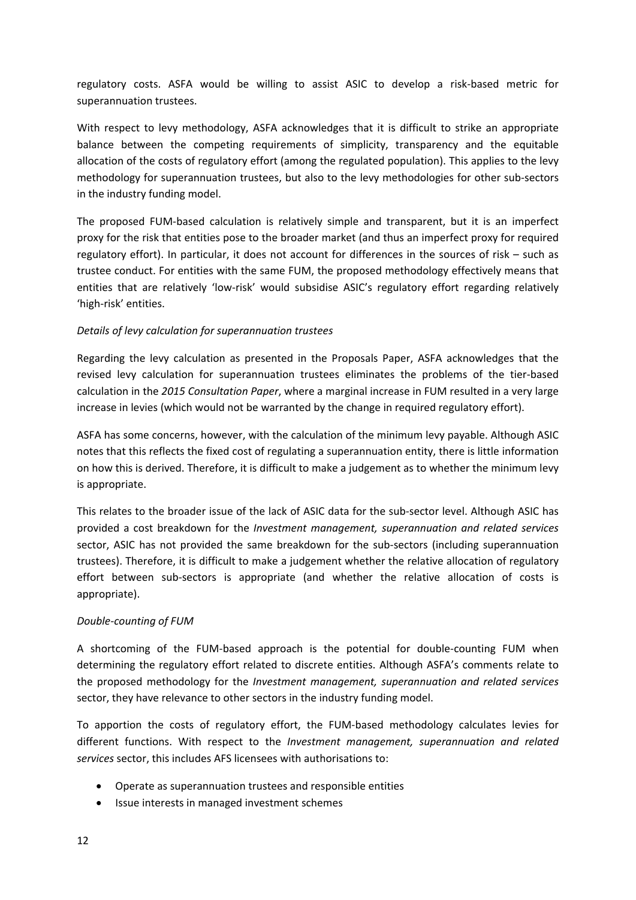regulatory costs. ASFA would be willing to assist ASIC to develop a risk-based metric for superannuation trustees.

With respect to levy methodology, ASFA acknowledges that it is difficult to strike an appropriate balance between the competing requirements of simplicity, transparency and the equitable allocation of the costs of regulatory effort (among the regulated population). This applies to the levy methodology for superannuation trustees, but also to the levy methodologies for other sub-sectors in the industry funding model.

The proposed FUM-based calculation is relatively simple and transparent, but it is an imperfect proxy for the risk that entities pose to the broader market (and thus an imperfect proxy for required regulatory effort). In particular, it does not account for differences in the sources of risk – such as trustee conduct. For entities with the same FUM, the proposed methodology effectively means that entities that are relatively 'low-risk' would subsidise ASIC's regulatory effort regarding relatively 'high-risk' entities.

*Details of levy calculation for superannuation trustees*

Regarding the levy calculation as presented in the Proposals Paper, ASFA acknowledges that the revised levy calculation for superannuation trustees eliminates the problems of the tier-based calculation in the *2015 Consultation Paper*, where a marginal increase in FUM resulted in a very large increase in levies (which would not be warranted by the change in required regulatory effort).

ASFA has some concerns, however, with the calculation of the minimum levy payable. Although ASIC notes that this reflects the fixed cost of regulating a superannuation entity, there is little information on how this is derived. Therefore, it is difficult to make a judgement as to whether the minimum levy is appropriate.

This relates to the broader issue of the lack of ASIC data for the sub-sector level. Although ASIC has provided a cost breakdown for the *Investment management, superannuation and related services* sector, ASIC has not provided the same breakdown for the sub-sectors (including superannuation trustees). Therefore, it is difficult to make a judgement whether the relative allocation of regulatory effort between sub-sectors is appropriate (and whether the relative allocation of costs is appropriate).

*Double-counting of FUM*

A shortcoming of the FUM-based approach is the potential for double-counting FUM when determining the regulatory effort related to discrete entities. Although ASFA's comments relate to the proposed methodology for the *Investment management, superannuation and related services* sector, they have relevance to other sectors in the industry funding model.

To apportion the costs of regulatory effort, the FUM-based methodology calculates levies for different functions. With respect to the *Investment management, superannuation and related services* sector, this includes AFS licensees with authorisations to:

- Operate as superannuation trustees and responsible entities
- Issue interests in managed investment schemes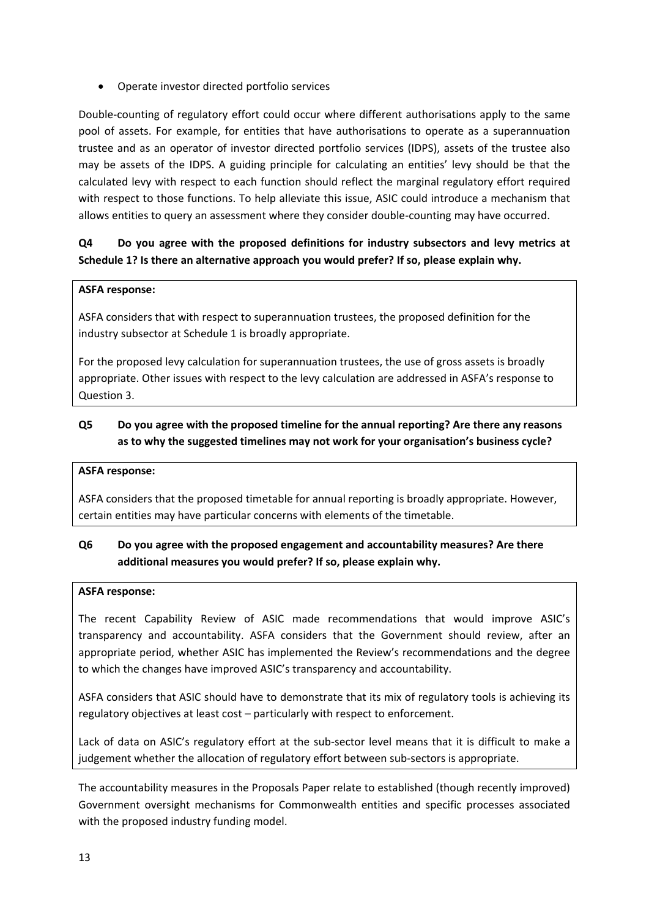- Operate investor directed portfolio services

Double-counting of regulatory effort could occur where different authorisations apply to the same pool of assets. For example, for entities that have authorisations to operate as a superannuation trustee and as an operator of investor directed portfolio services (IDPS), assets of the trustee also may be assets of the IDPS. A guiding principle for calculating an entities' levy should be that the calculated levy with respect to each function should reflect the marginal regulatory effort required with respect to those functions. To help alleviate this issue, ASIC could introduce a mechanism that allows entities to query an assessment where they consider double-counting may have occurred.

**Q4 Do you agree with the proposed definitions for industry subsectors and levy metrics at Schedule 1? Is there an alternative approach you would prefer? If so, please explain why.**

**ASFA response:**

ASFA considers that with respect to superannuation trustees, the proposed definition for the industry subsector at Schedule 1 is broadly appropriate.

For the proposed levy calculation for superannuation trustees, the use of gross assets is broadly appropriate. Other issues with respect to the levy calculation are addressed in ASFA's response to Question 3.

**Q5 Do you agree with the proposed timeline for the annual reporting? Are there any reasons as to why the suggested timelines may not work for your organisation's business cycle?**

**ASFA response:**

ASFA considers that the proposed timetable for annual reporting is broadly appropriate. However, certain entities may have particular concerns with elements of the timetable.

**Q6 Do you agree with the proposed engagement and accountability measures? Are there additional measures you would prefer? If so, please explain why.**

**ASFA response:**

The recent Capability Review of ASIC made recommendations that would improve ASIC's transparency and accountability. ASFA considers that the Government should review, after an appropriate period, whether ASIC has implemented the Review's recommendations and the degree to which the changes have improved ASIC's transparency and accountability.

ASFA considers that ASIC should have to demonstrate that its mix of regulatory tools is achieving its regulatory objectives at least cost – particularly with respect to enforcement.

Lack of data on ASIC's regulatory effort at the sub-sector level means that it is difficult to make a judgement whether the allocation of regulatory effort between sub-sectors is appropriate.

The accountability measures in the Proposals Paper relate to established (though recently improved) Government oversight mechanisms for Commonwealth entities and specific processes associated with the proposed industry funding model.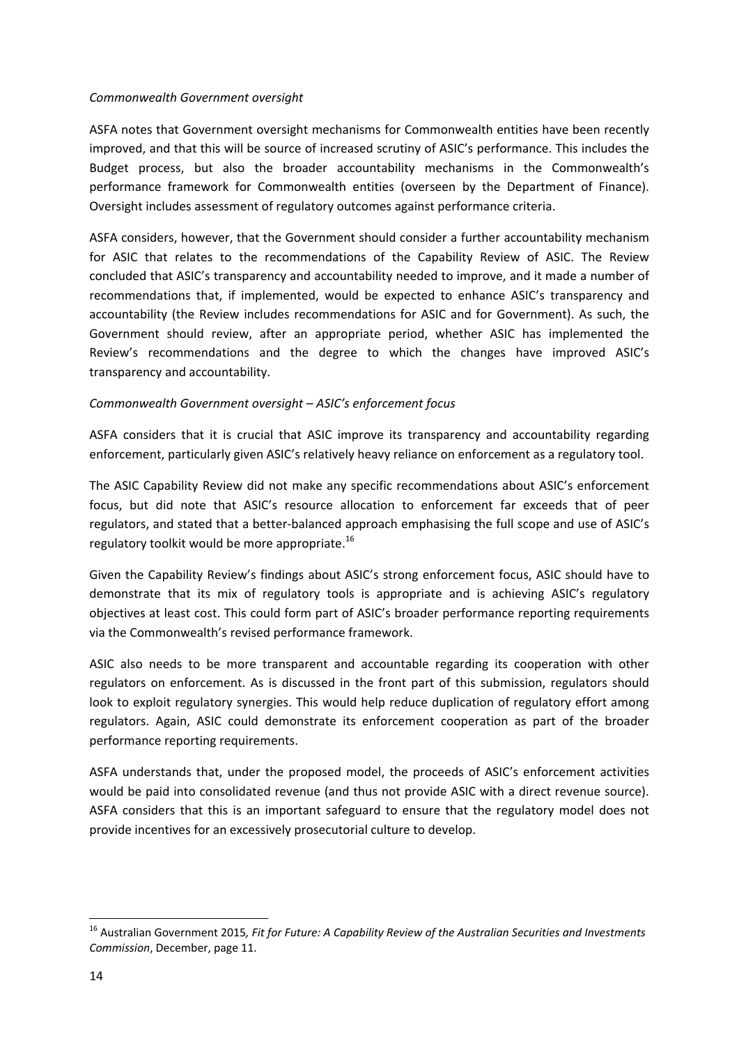*Commonwealth Government oversight*

ASFA notes that Government oversight mechanisms for Commonwealth entities have been recently improved, and that this will be source of increased scrutiny of ASIC's performance. This includes the Budget process, but also the broader accountability mechanisms in the Commonwealth's performance framework for Commonwealth entities (overseen by the Department of Finance). Oversight includes assessment of regulatory outcomes against performance criteria.

ASFA considers, however, that the Government should consider a further accountability mechanism for ASIC that relates to the recommendations of the Capability Review of ASIC. The Review concluded that ASIC's transparency and accountability needed to improve, and it made a number of recommendations that, if implemented, would be expected to enhance ASIC's transparency and accountability (the Review includes recommendations for ASIC and for Government). As such, the Government should review, after an appropriate period, whether ASIC has implemented the Review's recommendations and the degree to which the changes have improved ASIC's transparency and accountability.

*Commonwealth Government oversight – ASIC's enforcement focus*

ASFA considers that it is crucial that ASIC improve its transparency and accountability regarding enforcement, particularly given ASIC's relatively heavy reliance on enforcement as a regulatory tool.

The ASIC Capability Review did not make any specific recommendations about ASIC's enforcement focus, but did note that ASIC's resource allocation to enforcement far exceeds that of peer regulators, and stated that a better-balanced approach emphasising the full scope and use of ASIC's regulatory toolkit would be more appropriate.[16]

Given the Capability Review's findings about ASIC's strong enforcement focus, ASIC should have to demonstrate that its mix of regulatory tools is appropriate and is achieving ASIC's regulatory objectives at least cost. This could form part of ASIC's broader performance reporting requirements via the Commonwealth's revised performance framework.

ASIC also needs to be more transparent and accountable regarding its cooperation with other regulators on enforcement. As is discussed in the front part of this submission, regulators should look to exploit regulatory synergies. This would help reduce duplication of regulatory effort among regulators. Again, ASIC could demonstrate its enforcement cooperation as part of the broader performance reporting requirements.

ASFA understands that, under the proposed model, the proceeds of ASIC's enforcement activities would be paid into consolidated revenue (and thus not provide ASIC with a direct revenue source). ASFA considers that this is an important safeguard to ensure that the regulatory model does not provide incentives for an excessively prosecutorial culture to develop.

---

[16] Australian Government 2015, *Fit for Future: A Capability Review of the Australian Securities and Investments Commission*, December, page 11.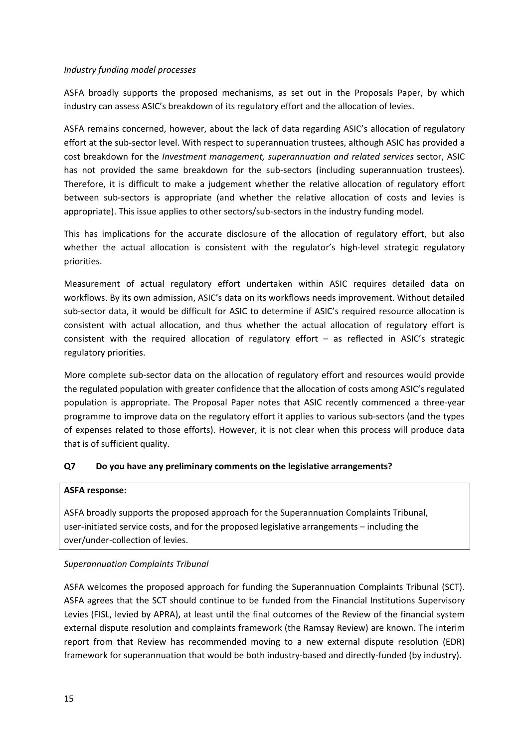*Industry funding model processes*

ASFA broadly supports the proposed mechanisms, as set out in the Proposals Paper, by which industry can assess ASIC's breakdown of its regulatory effort and the allocation of levies.

ASFA remains concerned, however, about the lack of data regarding ASIC's allocation of regulatory effort at the sub-sector level. With respect to superannuation trustees, although ASIC has provided a cost breakdown for the *Investment management, superannuation and related services* sector, ASIC has not provided the same breakdown for the sub-sectors (including superannuation trustees). Therefore, it is difficult to make a judgement whether the relative allocation of regulatory effort between sub-sectors is appropriate (and whether the relative allocation of costs and levies is appropriate). This issue applies to other sectors/sub-sectors in the industry funding model.

This has implications for the accurate disclosure of the allocation of regulatory effort, but also whether the actual allocation is consistent with the regulator's high-level strategic regulatory priorities.

Measurement of actual regulatory effort undertaken within ASIC requires detailed data on workflows. By its own admission, ASIC's data on its workflows needs improvement. Without detailed sub-sector data, it would be difficult for ASIC to determine if ASIC's required resource allocation is consistent with actual allocation, and thus whether the actual allocation of regulatory effort is consistent with the required allocation of regulatory effort – as reflected in ASIC's strategic regulatory priorities.

More complete sub-sector data on the allocation of regulatory effort and resources would provide the regulated population with greater confidence that the allocation of costs among ASIC's regulated population is appropriate. The Proposal Paper notes that ASIC recently commenced a three-year programme to improve data on the regulatory effort it applies to various sub-sectors (and the types of expenses related to those efforts). However, it is not clear when this process will produce data that is of sufficient quality.

**Q7 Do you have any preliminary comments on the legislative arrangements?**

**ASFA response:**

ASFA broadly supports the proposed approach for the Superannuation Complaints Tribunal, user-initiated service costs, and for the proposed legislative arrangements – including the over/under-collection of levies.

*Superannuation Complaints Tribunal*

ASFA welcomes the proposed approach for funding the Superannuation Complaints Tribunal (SCT). ASFA agrees that the SCT should continue to be funded from the Financial Institutions Supervisory Levies (FISL, levied by APRA), at least until the final outcomes of the Review of the financial system external dispute resolution and complaints framework (the Ramsay Review) are known. The interim report from that Review has recommended moving to a new external dispute resolution (EDR) framework for superannuation that would be both industry-based and directly-funded (by industry).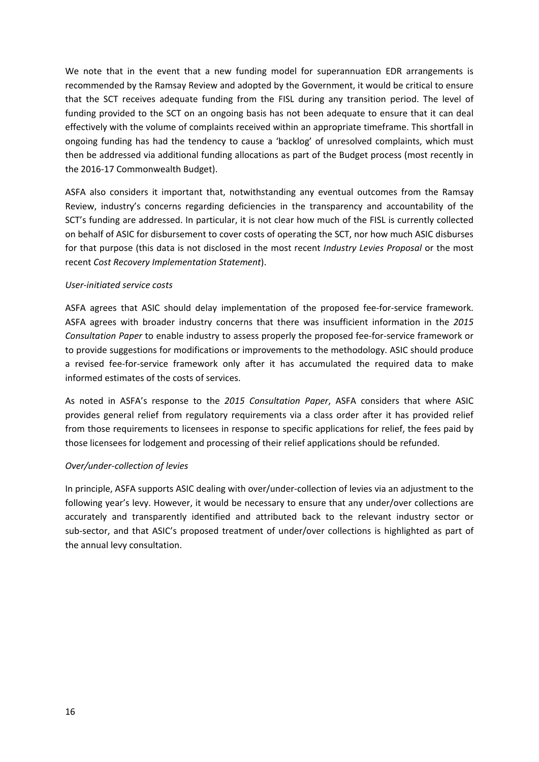We note that in the event that a new funding model for superannuation EDR arrangements is recommended by the Ramsay Review and adopted by the Government, it would be critical to ensure that the SCT receives adequate funding from the FISL during any transition period. The level of funding provided to the SCT on an ongoing basis has not been adequate to ensure that it can deal effectively with the volume of complaints received within an appropriate timeframe. This shortfall in ongoing funding has had the tendency to cause a 'backlog' of unresolved complaints, which must then be addressed via additional funding allocations as part of the Budget process (most recently in the 2016-17 Commonwealth Budget).

ASFA also considers it important that, notwithstanding any eventual outcomes from the Ramsay Review, industry's concerns regarding deficiencies in the transparency and accountability of the SCT's funding are addressed. In particular, it is not clear how much of the FISL is currently collected on behalf of ASIC for disbursement to cover costs of operating the SCT, nor how much ASIC disburses for that purpose (this data is not disclosed in the most recent *Industry Levies Proposal* or the most recent *Cost Recovery Implementation Statement*).

*User-initiated service costs*

ASFA agrees that ASIC should delay implementation of the proposed fee-for-service framework. ASFA agrees with broader industry concerns that there was insufficient information in the *2015 Consultation Paper* to enable industry to assess properly the proposed fee-for-service framework or to provide suggestions for modifications or improvements to the methodology. ASIC should produce a revised fee-for-service framework only after it has accumulated the required data to make informed estimates of the costs of services.

As noted in ASFA's response to the *2015 Consultation Paper*, ASFA considers that where ASIC provides general relief from regulatory requirements via a class order after it has provided relief from those requirements to licensees in response to specific applications for relief, the fees paid by those licensees for lodgement and processing of their relief applications should be refunded.

*Over/under-collection of levies*

In principle, ASFA supports ASIC dealing with over/under-collection of levies via an adjustment to the following year's levy. However, it would be necessary to ensure that any under/over collections are accurately and transparently identified and attributed back to the relevant industry sector or sub-sector, and that ASIC's proposed treatment of under/over collections is highlighted as part of the annual levy consultation.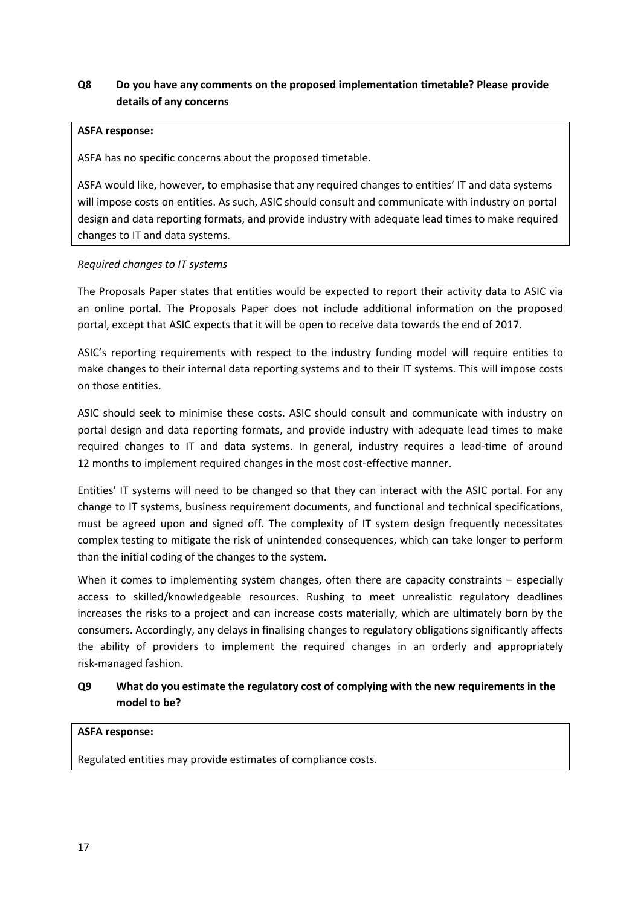**Q8 Do you have any comments on the proposed implementation timetable? Please provide details of any concerns**

**ASFA response:**

ASFA has no specific concerns about the proposed timetable.

ASFA would like, however, to emphasise that any required changes to entities' IT and data systems will impose costs on entities. As such, ASIC should consult and communicate with industry on portal design and data reporting formats, and provide industry with adequate lead times to make required changes to IT and data systems.

*Required changes to IT systems*

The Proposals Paper states that entities would be expected to report their activity data to ASIC via an online portal. The Proposals Paper does not include additional information on the proposed portal, except that ASIC expects that it will be open to receive data towards the end of 2017.

ASIC's reporting requirements with respect to the industry funding model will require entities to make changes to their internal data reporting systems and to their IT systems. This will impose costs on those entities.

ASIC should seek to minimise these costs. ASIC should consult and communicate with industry on portal design and data reporting formats, and provide industry with adequate lead times to make required changes to IT and data systems. In general, industry requires a lead-time of around 12 months to implement required changes in the most cost-effective manner.

Entities' IT systems will need to be changed so that they can interact with the ASIC portal. For any change to IT systems, business requirement documents, and functional and technical specifications, must be agreed upon and signed off. The complexity of IT system design frequently necessitates complex testing to mitigate the risk of unintended consequences, which can take longer to perform than the initial coding of the changes to the system.

When it comes to implementing system changes, often there are capacity constraints – especially access to skilled/knowledgeable resources. Rushing to meet unrealistic regulatory deadlines increases the risks to a project and can increase costs materially, which are ultimately born by the consumers. Accordingly, any delays in finalising changes to regulatory obligations significantly affects the ability of providers to implement the required changes in an orderly and appropriately risk-managed fashion.

**Q9 What do you estimate the regulatory cost of complying with the new requirements in the model to be?**

**ASFA response:**

Regulated entities may provide estimates of compliance costs.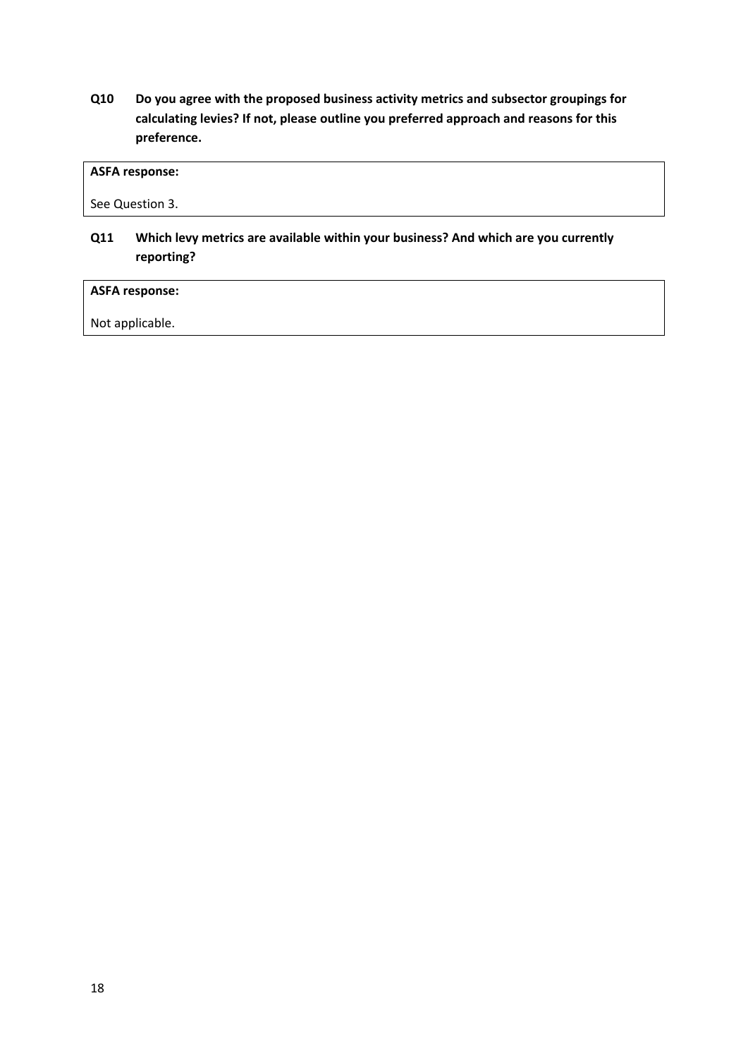**Q10 Do you agree with the proposed business activity metrics and subsector groupings for calculating levies? If not, please outline you preferred approach and reasons for this preference.**

| **ASFA response:** |
| --- |
| See Question 3. |

**Q11 Which levy metrics are available within your business? And which are you currently reporting?**

| **ASFA response:** |
| --- |
| Not applicable. |